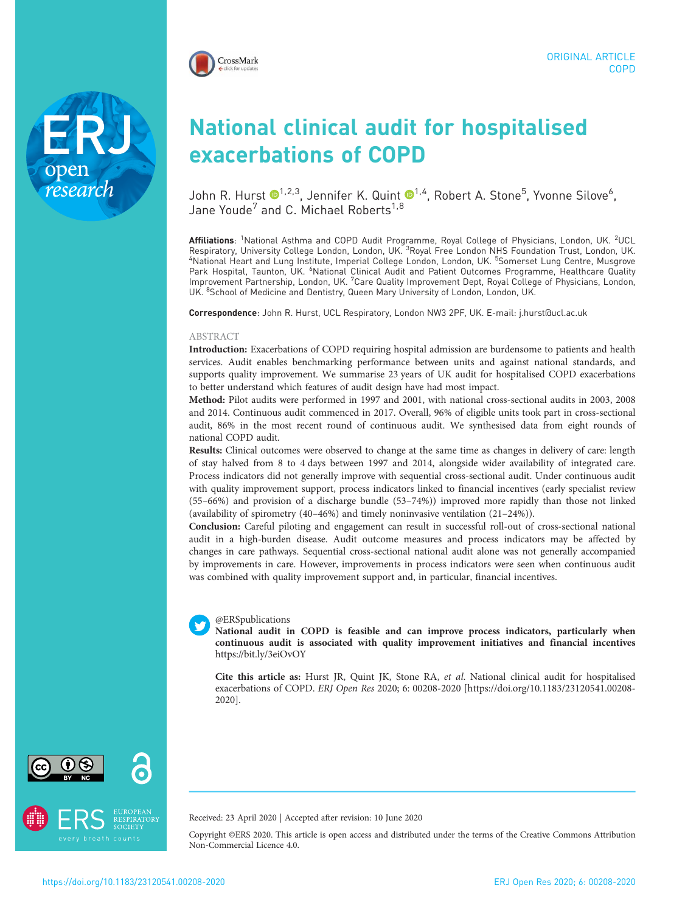ORIGINAL ARTICLE
COPD

# National clinical audit for hospitalised exacerbations of COPD

John R. Hurst[1,2,3], Jennifer K. Quint[1,4], Robert A. Stone[5], Yvonne Silove[6], Jane Youde[7] and C. Michael Roberts[1,8]

**Affiliations**: [1]National Asthma and COPD Audit Programme, Royal College of Physicians, London, UK. [2]UCL Respiratory, University College London, London, UK. [3]Royal Free London NHS Foundation Trust, London, UK. [4]National Heart and Lung Institute, Imperial College London, London, UK. [5]Somerset Lung Centre, Musgrove Park Hospital, Taunton, UK. [6]National Clinical Audit and Patient Outcomes Programme, Healthcare Quality Improvement Partnership, London, UK. [7]Care Quality Improvement Dept, Royal College of Physicians, London, UK. [8]School of Medicine and Dentistry, Queen Mary University of London, London, UK.

**Correspondence**: John R. Hurst, UCL Respiratory, London NW3 2PF, UK. E-mail: j.hurst@ucl.ac.uk

## ABSTRACT

**Introduction:** Exacerbations of COPD requiring hospital admission are burdensome to patients and health services. Audit enables benchmarking performance between units and against national standards, and supports quality improvement. We summarise 23 years of UK audit for hospitalised COPD exacerbations to better understand which features of audit design have had most impact.

**Method:** Pilot audits were performed in 1997 and 2001, with national cross-sectional audits in 2003, 2008 and 2014. Continuous audit commenced in 2017. Overall, 96% of eligible units took part in cross-sectional audit, 86% in the most recent round of continuous audit. We synthesised data from eight rounds of national COPD audit.

**Results:** Clinical outcomes were observed to change at the same time as changes in delivery of care: length of stay halved from 8 to 4 days between 1997 and 2014, alongside wider availability of integrated care. Process indicators did not generally improve with sequential cross-sectional audit. Under continuous audit with quality improvement support, process indicators linked to financial incentives (early specialist review (55–66%) and provision of a discharge bundle (53–74%)) improved more rapidly than those not linked (availability of spirometry (40–46%) and timely noninvasive ventilation (21–24%)).

**Conclusion:** Careful piloting and engagement can result in successful roll-out of cross-sectional national audit in a high-burden disease. Audit outcome measures and process indicators may be affected by changes in care pathways. Sequential cross-sectional national audit alone was not generally accompanied by improvements in care. However, improvements in process indicators were seen when continuous audit was combined with quality improvement support and, in particular, financial incentives.

@ERSpublications
**National audit in COPD is feasible and can improve process indicators, particularly when continuous audit is associated with quality improvement initiatives and financial incentives** https://bit.ly/3eiOvOY

**Cite this article as:** Hurst JR, Quint JK, Stone RA, *et al.* National clinical audit for hospitalised exacerbations of COPD. *ERJ Open Res* 2020; 6: 00208-2020 [https://doi.org/10.1183/23120541.00208-2020].

Received: 23 April 2020 | Accepted after revision: 10 June 2020

Copyright ©ERS 2020. This article is open access and distributed under the terms of the Creative Commons Attribution Non-Commercial Licence 4.0.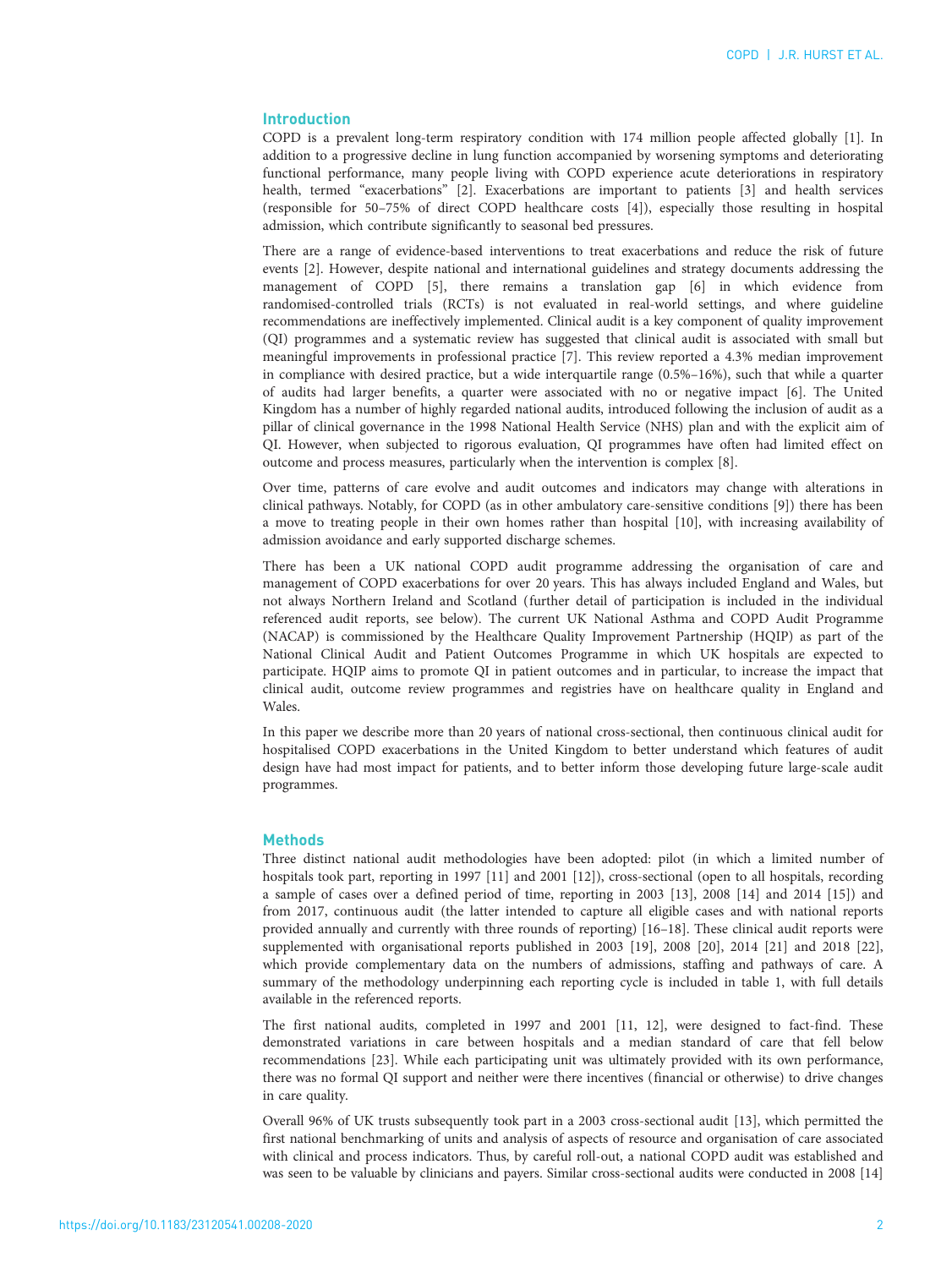## Introduction

COPD is a prevalent long-term respiratory condition with 174 million people affected globally [1]. In addition to a progressive decline in lung function accompanied by worsening symptoms and deteriorating functional performance, many people living with COPD experience acute deteriorations in respiratory health, termed "exacerbations" [2]. Exacerbations are important to patients [3] and health services (responsible for 50–75% of direct COPD healthcare costs [4]), especially those resulting in hospital admission, which contribute significantly to seasonal bed pressures.

There are a range of evidence-based interventions to treat exacerbations and reduce the risk of future events [2]. However, despite national and international guidelines and strategy documents addressing the management of COPD [5], there remains a translation gap [6] in which evidence from randomised-controlled trials (RCTs) is not evaluated in real-world settings, and where guideline recommendations are ineffectively implemented. Clinical audit is a key component of quality improvement (QI) programmes and a systematic review has suggested that clinical audit is associated with small but meaningful improvements in professional practice [7]. This review reported a 4.3% median improvement in compliance with desired practice, but a wide interquartile range (0.5%–16%), such that while a quarter of audits had larger benefits, a quarter were associated with no or negative impact [6]. The United Kingdom has a number of highly regarded national audits, introduced following the inclusion of audit as a pillar of clinical governance in the 1998 National Health Service (NHS) plan and with the explicit aim of QI. However, when subjected to rigorous evaluation, QI programmes have often had limited effect on outcome and process measures, particularly when the intervention is complex [8].

Over time, patterns of care evolve and audit outcomes and indicators may change with alterations in clinical pathways. Notably, for COPD (as in other ambulatory care-sensitive conditions [9]) there has been a move to treating people in their own homes rather than hospital [10], with increasing availability of admission avoidance and early supported discharge schemes.

There has been a UK national COPD audit programme addressing the organisation of care and management of COPD exacerbations for over 20 years. This has always included England and Wales, but not always Northern Ireland and Scotland (further detail of participation is included in the individual referenced audit reports, see below). The current UK National Asthma and COPD Audit Programme (NACAP) is commissioned by the Healthcare Quality Improvement Partnership (HQIP) as part of the National Clinical Audit and Patient Outcomes Programme in which UK hospitals are expected to participate. HQIP aims to promote QI in patient outcomes and in particular, to increase the impact that clinical audit, outcome review programmes and registries have on healthcare quality in England and Wales.

In this paper we describe more than 20 years of national cross-sectional, then continuous clinical audit for hospitalised COPD exacerbations in the United Kingdom to better understand which features of audit design have had most impact for patients, and to better inform those developing future large-scale audit programmes.

## Methods

Three distinct national audit methodologies have been adopted: pilot (in which a limited number of hospitals took part, reporting in 1997 [11] and 2001 [12]), cross-sectional (open to all hospitals, recording a sample of cases over a defined period of time, reporting in 2003 [13], 2008 [14] and 2014 [15]) and from 2017, continuous audit (the latter intended to capture all eligible cases and with national reports provided annually and currently with three rounds of reporting) [16–18]. These clinical audit reports were supplemented with organisational reports published in 2003 [19], 2008 [20], 2014 [21] and 2018 [22], which provide complementary data on the numbers of admissions, staffing and pathways of care. A summary of the methodology underpinning each reporting cycle is included in table 1, with full details available in the referenced reports.

The first national audits, completed in 1997 and 2001 [11, 12], were designed to fact-find. These demonstrated variations in care between hospitals and a median standard of care that fell below recommendations [23]. While each participating unit was ultimately provided with its own performance, there was no formal QI support and neither were there incentives (financial or otherwise) to drive changes in care quality.

Overall 96% of UK trusts subsequently took part in a 2003 cross-sectional audit [13], which permitted the first national benchmarking of units and analysis of aspects of resource and organisation of care associated with clinical and process indicators. Thus, by careful roll-out, a national COPD audit was established and was seen to be valuable by clinicians and payers. Similar cross-sectional audits were conducted in 2008 [14]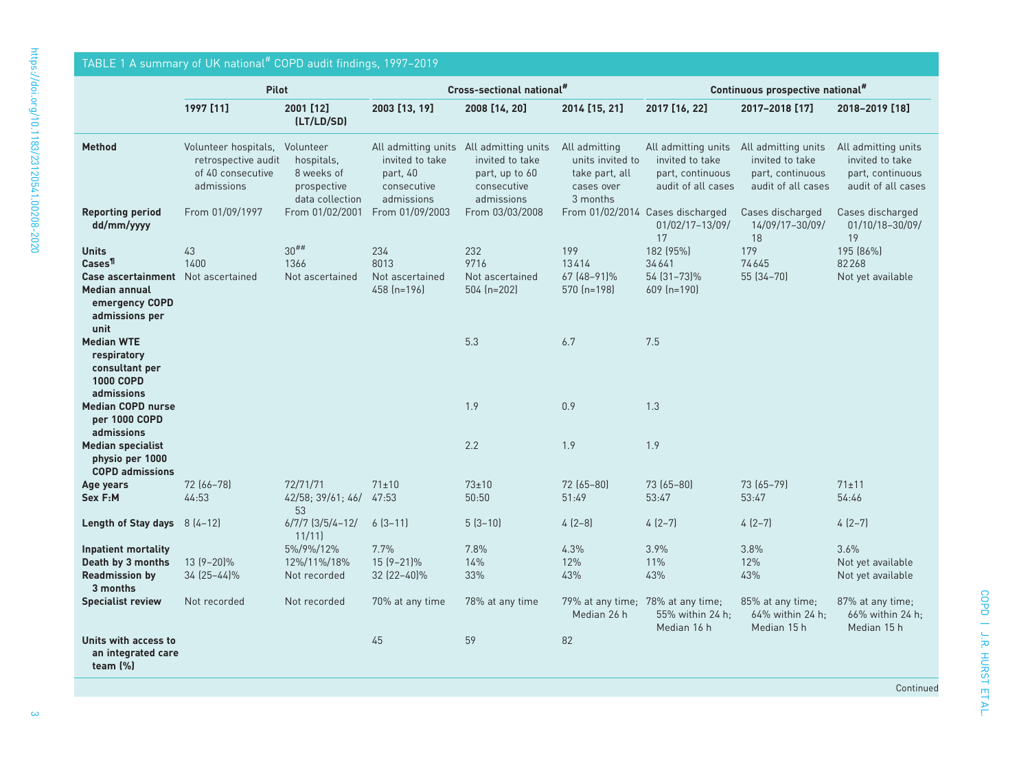TABLE 1 A summary of UK national[#] COPD audit findings, 1997–2019

| | Pilot | | Cross-sectional national[#] | | | Continuous prospective national[#] | | |
|---|---|---|---|---|---|---|---|---|
| | 1997 [11] | 2001 [12] (LT/LD/SD) | 2003 [13, 19] | 2008 [14, 20] | 2014 [15, 21] | 2017 [16, 22] | 2017–2018 [17] | 2018–2019 [18] |
| **Method** | Volunteer hospitals, retrospective audit of 40 consecutive admissions | Volunteer hospitals, 8 weeks of prospective data collection | All admitting units invited to take part, 40 consecutive admissions | All admitting units invited to take part, up to 60 consecutive admissions | All admitting units invited to take part, all cases over 3 months | All admitting units invited to take part, continuous audit of all cases | All admitting units invited to take part, continuous audit of all cases | All admitting units invited to take part, continuous audit of all cases |
| **Reporting period dd/mm/yyyy** | From 01/09/1997 | From 01/02/2001 | From 01/09/2003 | From 03/03/2008 | From 01/02/2014 | Cases discharged 01/02/17–13/09/17 | Cases discharged 14/09/17–30/09/18 | Cases discharged 01/10/18–30/09/19 |
| **Units** | 43 | 30[##] | 234 | 232 | 199 | 182 (95%) | 179 | 195 (86%) |
| **Cases**[¶] | 1400 | 1366 | 8013 | 9716 | 13414 | 34641 | 74645 | 82268 |
| **Case ascertainment** | Not ascertained | Not ascertained | Not ascertained | Not ascertained | 67 (48–91)% | 54 (31–73)% | 55 (34–70) | Not yet available |
| **Median annual emergency COPD admissions per unit** | | | 458 (n=196) | 504 (n=202) | 570 (n=198) | 609 (n=190) | | |
| **Median WTE respiratory consultant per 1000 COPD admissions** | | | | 5.3 | 6.7 | 7.5 | | |
| **Median COPD nurse per 1000 COPD admissions** | | | | 1.9 | 0.9 | 1.3 | | |
| **Median specialist physio per 1000 COPD admissions** | | | | 2.2 | 1.9 | 1.9 | | |
| **Age years** | 72 (66–78) | 72/71/71 | 71±10 | 73±10 | 72 (65–80) | 73 (65–80) | 73 (65–79) | 71±11 |
| **Sex F:M** | 44:53 | 42/58; 39/61; 46/53 | 47:53 | 50:50 | 51:49 | 53:47 | 53:47 | 54:46 |
| **Length of Stay days** | 8 (4–12) | 6/7/7 (3/5/4–12/11/11) | 6 (3–11) | 5 (3–10) | 4 (2–8) | 4 (2–7) | 4 (2–7) | 4 (2–7) |
| **Inpatient mortality** | | 5%/9%/12% | 7.7% | 7.8% | 4.3% | 3.9% | 3.8% | 3.6% |
| **Death by 3 months** | 13 (9–20)% | 12%/11%/18% | 15 (9–21)% | 14% | 12% | 11% | 12% | Not yet available |
| **Readmission by 3 months** | 34 (25–44)% | Not recorded | 32 (22–40)% | 33% | 43% | 43% | 43% | Not yet available |
| **Specialist review** | Not recorded | Not recorded | 70% at any time | 78% at any time | 79% at any time; Median 26 h | 78% at any time; 55% within 24 h; Median 16 h | 85% at any time; 64% within 24 h; Median 15 h | 87% at any time; 66% within 24 h; Median 15 h |
| **Units with access to an integrated care team (%)** | | | 45 | 59 | 82 | | | |

Continued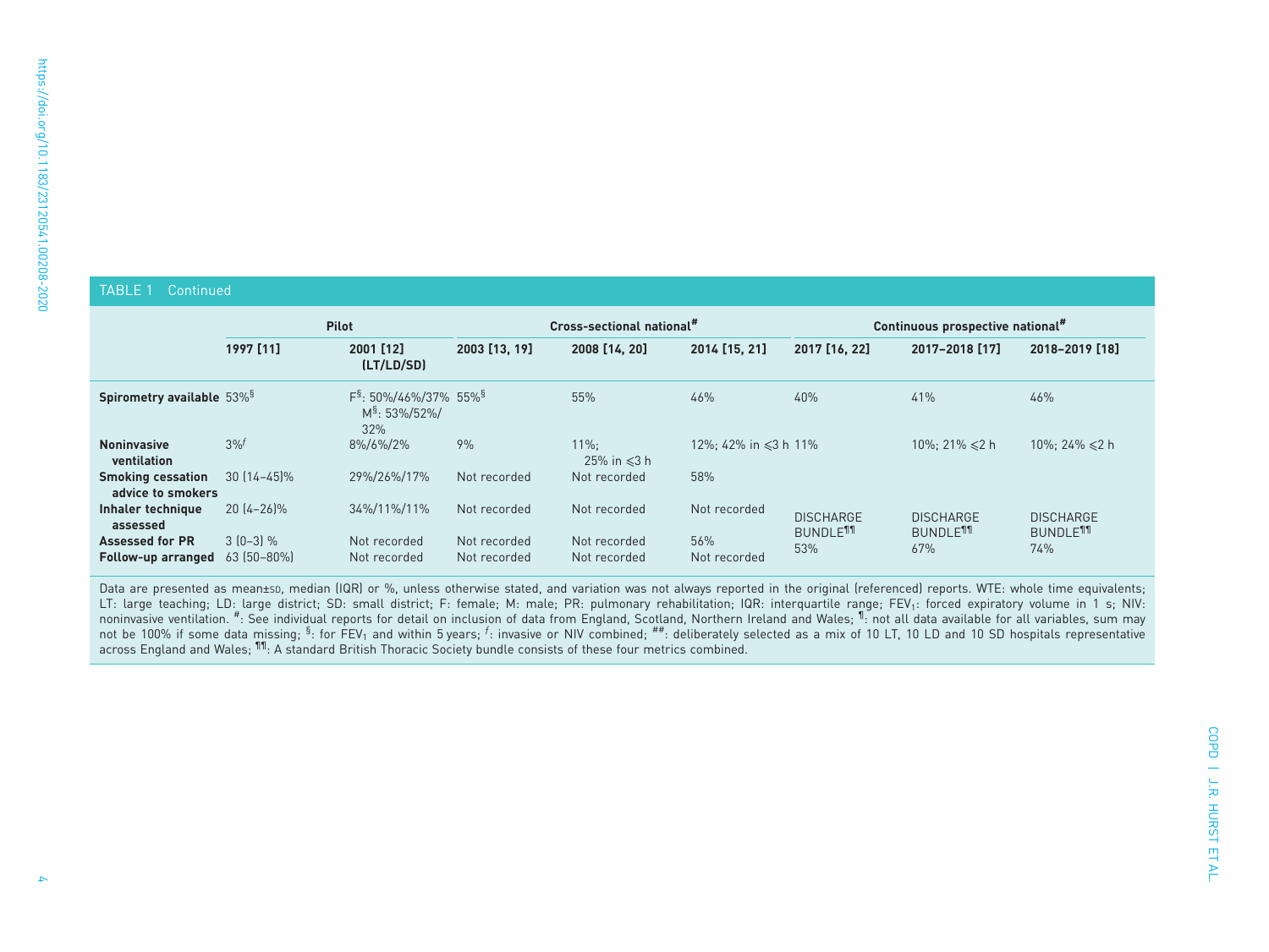TABLE 1 Continued

| | Pilot | | Cross-sectional national# | | | Continuous prospective national# | | |
|---|---|---|---|---|---|---|---|---|
| | 1997 [11] | 2001 [12] (LT/LD/SD) | 2003 [13, 19] | 2008 [14, 20] | 2014 [15, 21] | 2017 [16, 22] | 2017–2018 [17] | 2018–2019 [18] |
| **Spirometry available** | 53%§ | F§: 50%/46%/37% M§: 53%/52%/32% | 55%§ | 55% | 46% | 40% | 41% | 46% |
| **Noninvasive ventilation** | 3%ƒ | 8%/6%/2% | 9% | 11%; 25% in ⩽3 h | 12%; 42% in ⩽3 h | 11% | 10%; 21% ⩽2 h | 10%; 24% ⩽2 h |
| **Smoking cessation advice to smokers** | 30 (14–45)% | 29%/26%/17% | Not recorded | Not recorded | 58% | DISCHARGE BUNDLE¶¶ 53% | DISCHARGE BUNDLE¶¶ 67% | DISCHARGE BUNDLE¶¶ 74% |
| **Inhaler technique assessed** | 20 (4–26)% | 34%/11%/11% | Not recorded | Not recorded | Not recorded | | | |
| **Assessed for PR** | 3 (0–3) % | Not recorded | Not recorded | Not recorded | 56% | | | |
| **Follow-up arranged** | 63 (50–80%) | Not recorded | Not recorded | Not recorded | Not recorded | | | |

Data are presented as mean±SD, median (IQR) or %, unless otherwise stated, and variation was not always reported in the original (referenced) reports. WTE: whole time equivalents; LT: large teaching; LD: large district; SD: small district; F: female; M: male; PR: pulmonary rehabilitation; IQR: interquartile range; $FEV_1$: forced expiratory volume in 1 s; NIV: noninvasive ventilation. #: See individual reports for detail on inclusion of data from England, Scotland, Northern Ireland and Wales; ¶: not all data available for all variables, sum may not be 100% if some data missing; §: for $FEV_1$ and within 5 years; ƒ: invasive or NIV combined; ##: deliberately selected as a mix of 10 LT, 10 LD and 10 SD hospitals representative across England and Wales; ¶¶: A standard British Thoracic Society bundle consists of these four metrics combined.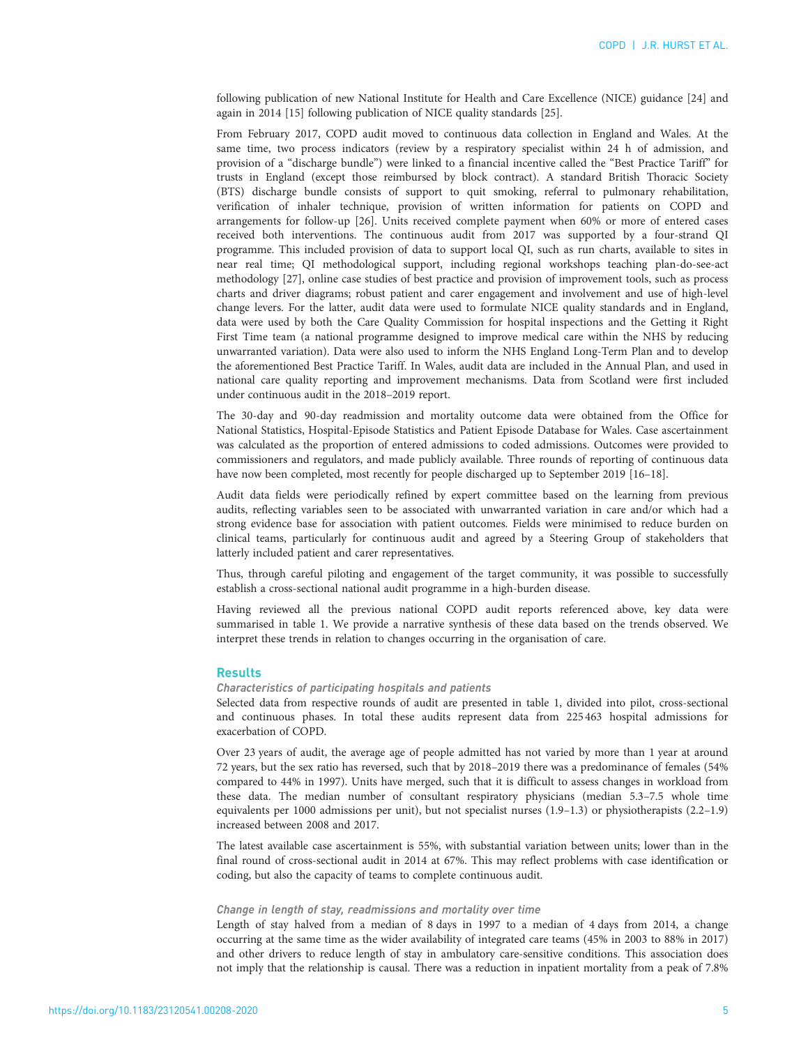following publication of new National Institute for Health and Care Excellence (NICE) guidance [24] and again in 2014 [15] following publication of NICE quality standards [25].

From February 2017, COPD audit moved to continuous data collection in England and Wales. At the same time, two process indicators (review by a respiratory specialist within 24 h of admission, and provision of a "discharge bundle") were linked to a financial incentive called the "Best Practice Tariff" for trusts in England (except those reimbursed by block contract). A standard British Thoracic Society (BTS) discharge bundle consists of support to quit smoking, referral to pulmonary rehabilitation, verification of inhaler technique, provision of written information for patients on COPD and arrangements for follow-up [26]. Units received complete payment when 60% or more of entered cases received both interventions. The continuous audit from 2017 was supported by a four-strand QI programme. This included provision of data to support local QI, such as run charts, available to sites in near real time; QI methodological support, including regional workshops teaching plan-do-see-act methodology [27], online case studies of best practice and provision of improvement tools, such as process charts and driver diagrams; robust patient and carer engagement and involvement and use of high-level change levers. For the latter, audit data were used to formulate NICE quality standards and in England, data were used by both the Care Quality Commission for hospital inspections and the Getting it Right First Time team (a national programme designed to improve medical care within the NHS by reducing unwarranted variation). Data were also used to inform the NHS England Long-Term Plan and to develop the aforementioned Best Practice Tariff. In Wales, audit data are included in the Annual Plan, and used in national care quality reporting and improvement mechanisms. Data from Scotland were first included under continuous audit in the 2018–2019 report.

The 30-day and 90-day readmission and mortality outcome data were obtained from the Office for National Statistics, Hospital-Episode Statistics and Patient Episode Database for Wales. Case ascertainment was calculated as the proportion of entered admissions to coded admissions. Outcomes were provided to commissioners and regulators, and made publicly available. Three rounds of reporting of continuous data have now been completed, most recently for people discharged up to September 2019 [16–18].

Audit data fields were periodically refined by expert committee based on the learning from previous audits, reflecting variables seen to be associated with unwarranted variation in care and/or which had a strong evidence base for association with patient outcomes. Fields were minimised to reduce burden on clinical teams, particularly for continuous audit and agreed by a Steering Group of stakeholders that latterly included patient and carer representatives.

Thus, through careful piloting and engagement of the target community, it was possible to successfully establish a cross-sectional national audit programme in a high-burden disease.

Having reviewed all the previous national COPD audit reports referenced above, key data were summarised in table 1. We provide a narrative synthesis of these data based on the trends observed. We interpret these trends in relation to changes occurring in the organisation of care.

## Results

### Characteristics of participating hospitals and patients

Selected data from respective rounds of audit are presented in table 1, divided into pilot, cross-sectional and continuous phases. In total these audits represent data from 225 463 hospital admissions for exacerbation of COPD.

Over 23 years of audit, the average age of people admitted has not varied by more than 1 year at around 72 years, but the sex ratio has reversed, such that by 2018–2019 there was a predominance of females (54% compared to 44% in 1997). Units have merged, such that it is difficult to assess changes in workload from these data. The median number of consultant respiratory physicians (median 5.3–7.5 whole time equivalents per 1000 admissions per unit), but not specialist nurses (1.9–1.3) or physiotherapists (2.2–1.9) increased between 2008 and 2017.

The latest available case ascertainment is 55%, with substantial variation between units; lower than in the final round of cross-sectional audit in 2014 at 67%. This may reflect problems with case identification or coding, but also the capacity of teams to complete continuous audit.

### Change in length of stay, readmissions and mortality over time

Length of stay halved from a median of 8 days in 1997 to a median of 4 days from 2014, a change occurring at the same time as the wider availability of integrated care teams (45% in 2003 to 88% in 2017) and other drivers to reduce length of stay in ambulatory care-sensitive conditions. This association does not imply that the relationship is causal. There was a reduction in inpatient mortality from a peak of 7.8%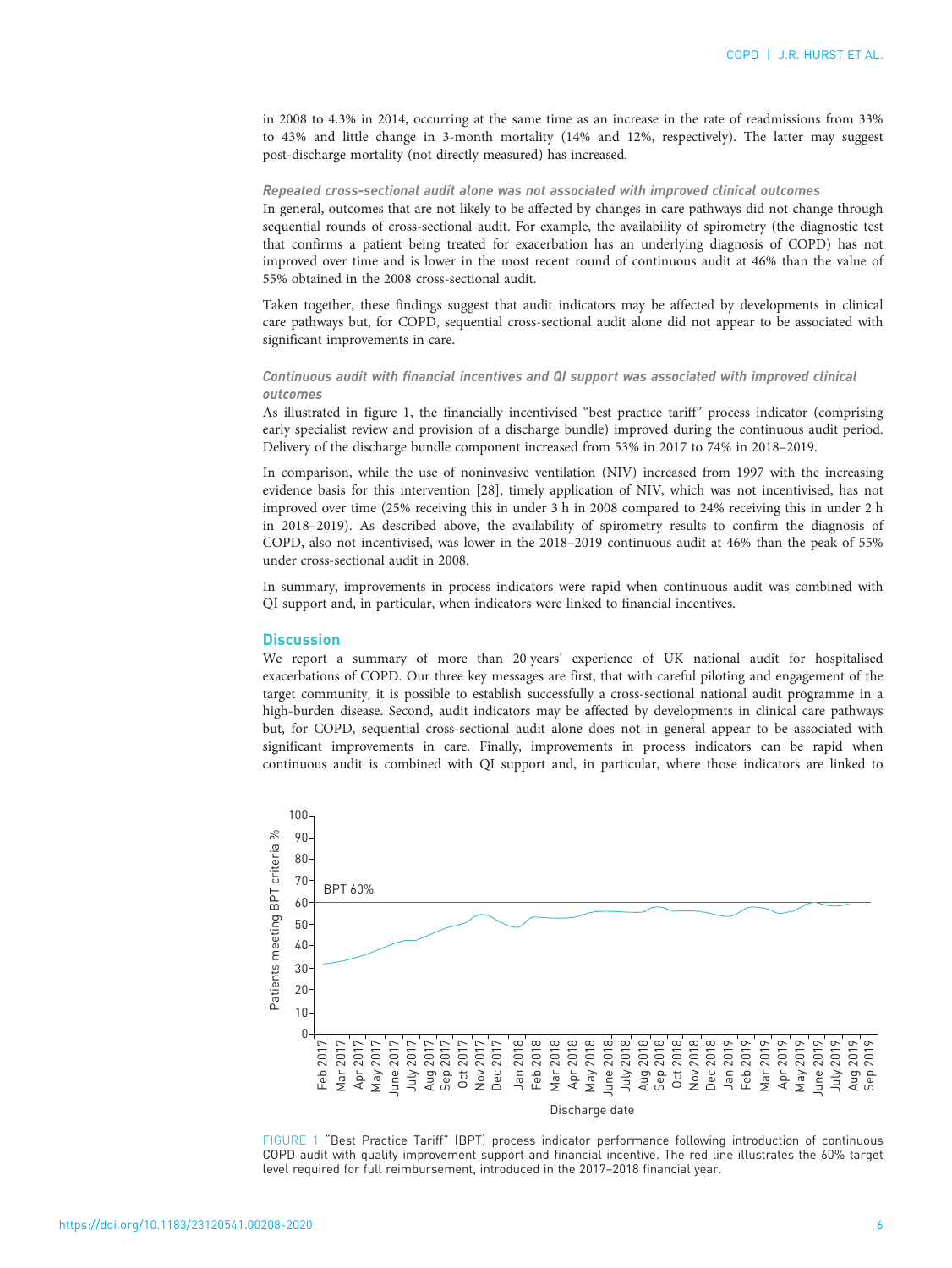in 2008 to 4.3% in 2014, occurring at the same time as an increase in the rate of readmissions from 33% to 43% and little change in 3-month mortality (14% and 12%, respectively). The latter may suggest post-discharge mortality (not directly measured) has increased.

#### *Repeated cross-sectional audit alone was not associated with improved clinical outcomes*

In general, outcomes that are not likely to be affected by changes in care pathways did not change through sequential rounds of cross-sectional audit. For example, the availability of spirometry (the diagnostic test that confirms a patient being treated for exacerbation has an underlying diagnosis of COPD) has not improved over time and is lower in the most recent round of continuous audit at 46% than the value of 55% obtained in the 2008 cross-sectional audit.

Taken together, these findings suggest that audit indicators may be affected by developments in clinical care pathways but, for COPD, sequential cross-sectional audit alone did not appear to be associated with significant improvements in care.

#### *Continuous audit with financial incentives and QI support was associated with improved clinical outcomes*

As illustrated in figure 1, the financially incentivised "best practice tariff" process indicator (comprising early specialist review and provision of a discharge bundle) improved during the continuous audit period. Delivery of the discharge bundle component increased from 53% in 2017 to 74% in 2018–2019.

In comparison, while the use of noninvasive ventilation (NIV) increased from 1997 with the increasing evidence basis for this intervention [28], timely application of NIV, which was not incentivised, has not improved over time (25% receiving this in under 3 h in 2008 compared to 24% receiving this in under 2 h in 2018–2019). As described above, the availability of spirometry results to confirm the diagnosis of COPD, also not incentivised, was lower in the 2018–2019 continuous audit at 46% than the peak of 55% under cross-sectional audit in 2008.

In summary, improvements in process indicators were rapid when continuous audit was combined with QI support and, in particular, when indicators were linked to financial incentives.

## Discussion

We report a summary of more than 20 years' experience of UK national audit for hospitalised exacerbations of COPD. Our three key messages are first, that with careful piloting and engagement of the target community, it is possible to establish successfully a cross-sectional national audit programme in a high-burden disease. Second, audit indicators may be affected by developments in clinical care pathways but, for COPD, sequential cross-sectional audit alone does not in general appear to be associated with significant improvements in care. Finally, improvements in process indicators can be rapid when continuous audit is combined with QI support and, in particular, where those indicators are linked to

FIGURE 1 "Best Practice Tariff" (BPT) process indicator performance following introduction of continuous COPD audit with quality improvement support and financial incentive. The red line illustrates the 60% target level required for full reimbursement, introduced in the 2017–2018 financial year.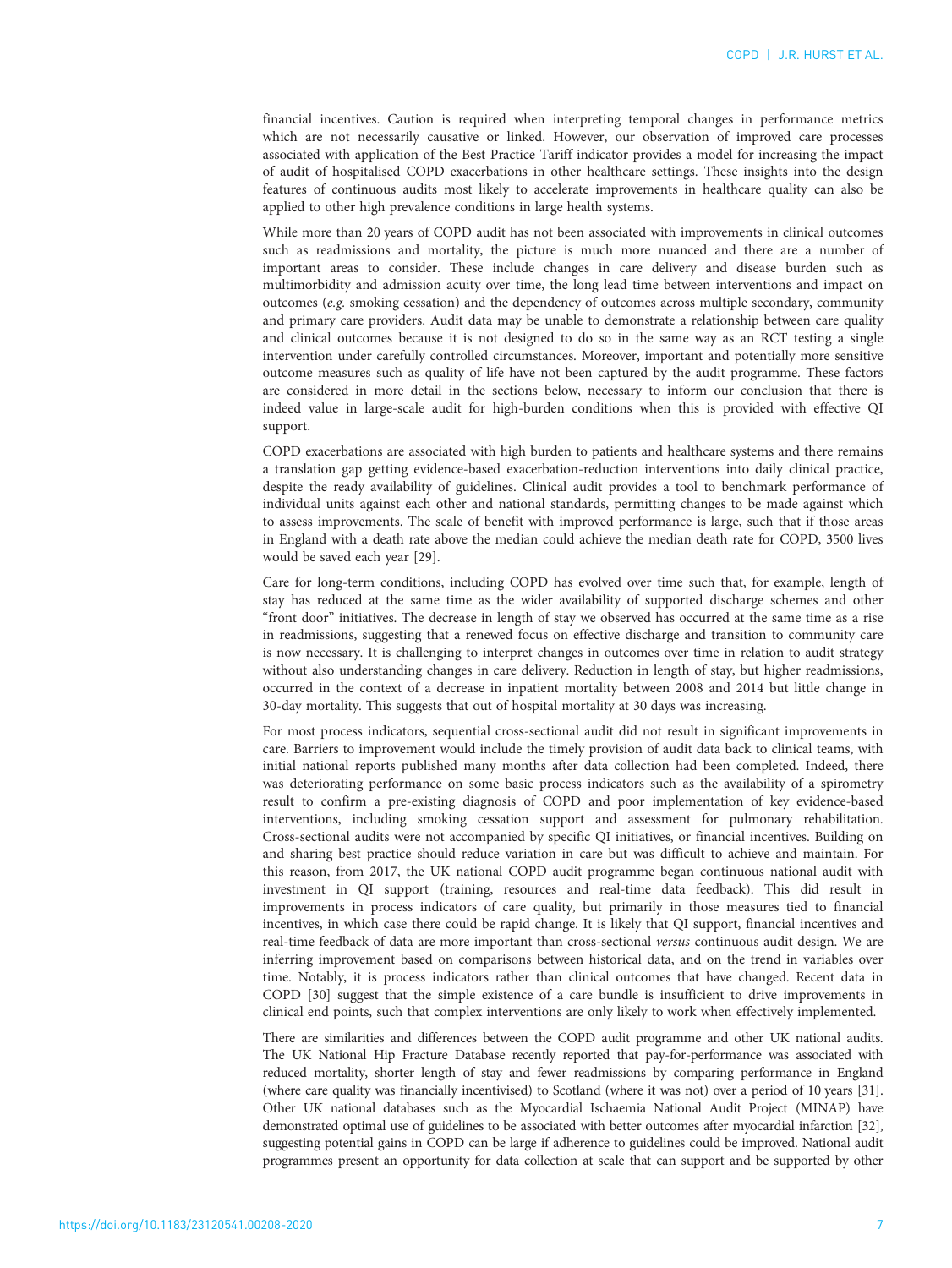financial incentives. Caution is required when interpreting temporal changes in performance metrics which are not necessarily causative or linked. However, our observation of improved care processes associated with application of the Best Practice Tariff indicator provides a model for increasing the impact of audit of hospitalised COPD exacerbations in other healthcare settings. These insights into the design features of continuous audits most likely to accelerate improvements in healthcare quality can also be applied to other high prevalence conditions in large health systems.

While more than 20 years of COPD audit has not been associated with improvements in clinical outcomes such as readmissions and mortality, the picture is much more nuanced and there are a number of important areas to consider. These include changes in care delivery and disease burden such as multimorbidity and admission acuity over time, the long lead time between interventions and impact on outcomes (*e.g.* smoking cessation) and the dependency of outcomes across multiple secondary, community and primary care providers. Audit data may be unable to demonstrate a relationship between care quality and clinical outcomes because it is not designed to do so in the same way as an RCT testing a single intervention under carefully controlled circumstances. Moreover, important and potentially more sensitive outcome measures such as quality of life have not been captured by the audit programme. These factors are considered in more detail in the sections below, necessary to inform our conclusion that there is indeed value in large-scale audit for high-burden conditions when this is provided with effective QI support.

COPD exacerbations are associated with high burden to patients and healthcare systems and there remains a translation gap getting evidence-based exacerbation-reduction interventions into daily clinical practice, despite the ready availability of guidelines. Clinical audit provides a tool to benchmark performance of individual units against each other and national standards, permitting changes to be made against which to assess improvements. The scale of benefit with improved performance is large, such that if those areas in England with a death rate above the median could achieve the median death rate for COPD, 3500 lives would be saved each year [29].

Care for long-term conditions, including COPD has evolved over time such that, for example, length of stay has reduced at the same time as the wider availability of supported discharge schemes and other "front door" initiatives. The decrease in length of stay we observed has occurred at the same time as a rise in readmissions, suggesting that a renewed focus on effective discharge and transition to community care is now necessary. It is challenging to interpret changes in outcomes over time in relation to audit strategy without also understanding changes in care delivery. Reduction in length of stay, but higher readmissions, occurred in the context of a decrease in inpatient mortality between 2008 and 2014 but little change in 30-day mortality. This suggests that out of hospital mortality at 30 days was increasing.

For most process indicators, sequential cross-sectional audit did not result in significant improvements in care. Barriers to improvement would include the timely provision of audit data back to clinical teams, with initial national reports published many months after data collection had been completed. Indeed, there was deteriorating performance on some basic process indicators such as the availability of a spirometry result to confirm a pre-existing diagnosis of COPD and poor implementation of key evidence-based interventions, including smoking cessation support and assessment for pulmonary rehabilitation. Cross-sectional audits were not accompanied by specific QI initiatives, or financial incentives. Building on and sharing best practice should reduce variation in care but was difficult to achieve and maintain. For this reason, from 2017, the UK national COPD audit programme began continuous national audit with investment in QI support (training, resources and real-time data feedback). This did result in improvements in process indicators of care quality, but primarily in those measures tied to financial incentives, in which case there could be rapid change. It is likely that QI support, financial incentives and real-time feedback of data are more important than cross-sectional *versus* continuous audit design. We are inferring improvement based on comparisons between historical data, and on the trend in variables over time. Notably, it is process indicators rather than clinical outcomes that have changed. Recent data in COPD [30] suggest that the simple existence of a care bundle is insufficient to drive improvements in clinical end points, such that complex interventions are only likely to work when effectively implemented.

There are similarities and differences between the COPD audit programme and other UK national audits. The UK National Hip Fracture Database recently reported that pay-for-performance was associated with reduced mortality, shorter length of stay and fewer readmissions by comparing performance in England (where care quality was financially incentivised) to Scotland (where it was not) over a period of 10 years [31]. Other UK national databases such as the Myocardial Ischaemia National Audit Project (MINAP) have demonstrated optimal use of guidelines to be associated with better outcomes after myocardial infarction [32], suggesting potential gains in COPD can be large if adherence to guidelines could be improved. National audit programmes present an opportunity for data collection at scale that can support and be supported by other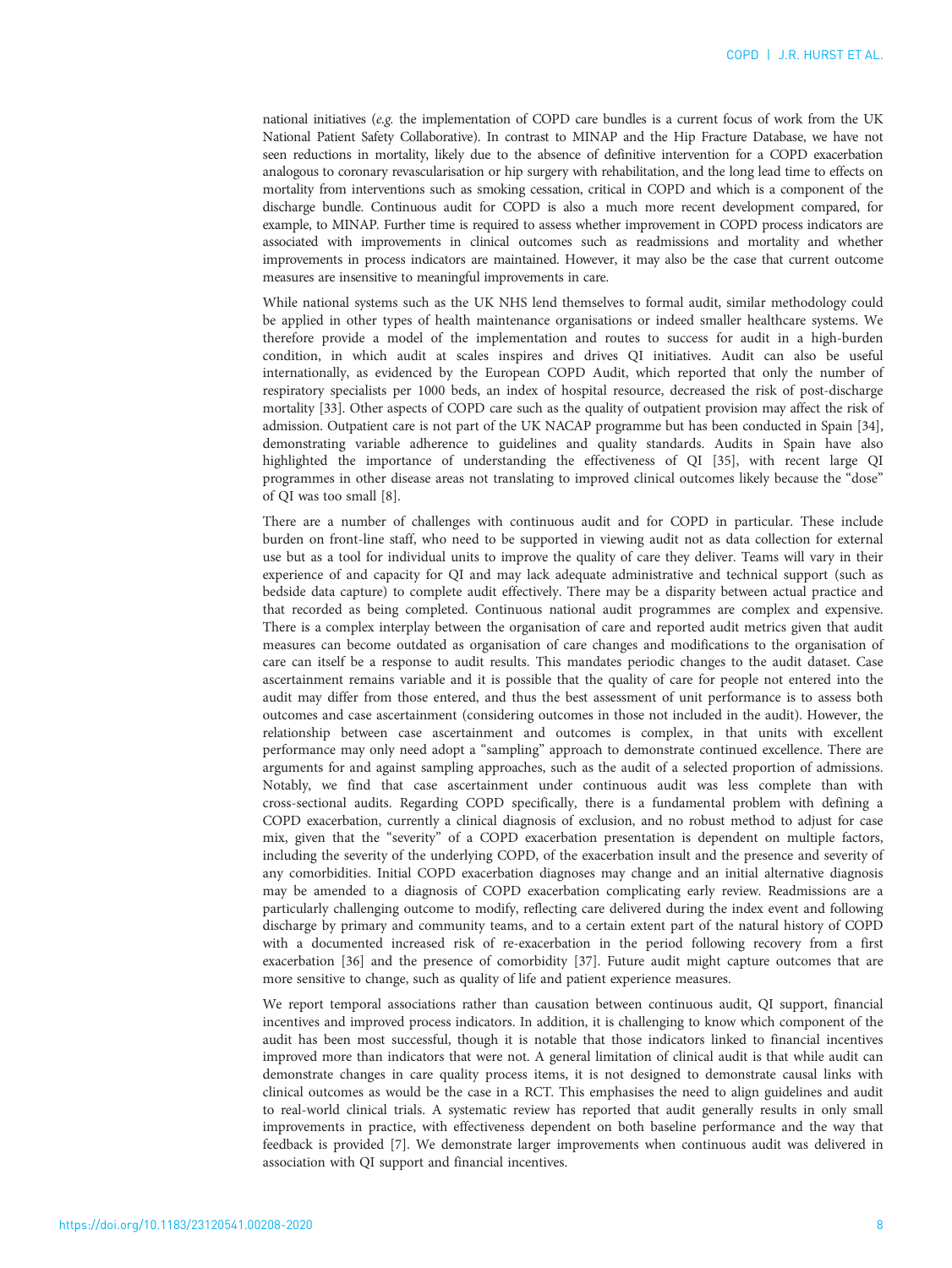national initiatives (*e.g.* the implementation of COPD care bundles is a current focus of work from the UK National Patient Safety Collaborative). In contrast to MINAP and the Hip Fracture Database, we have not seen reductions in mortality, likely due to the absence of definitive intervention for a COPD exacerbation analogous to coronary revascularisation or hip surgery with rehabilitation, and the long lead time to effects on mortality from interventions such as smoking cessation, critical in COPD and which is a component of the discharge bundle. Continuous audit for COPD is also a much more recent development compared, for example, to MINAP. Further time is required to assess whether improvement in COPD process indicators are associated with improvements in clinical outcomes such as readmissions and mortality and whether improvements in process indicators are maintained. However, it may also be the case that current outcome measures are insensitive to meaningful improvements in care.

While national systems such as the UK NHS lend themselves to formal audit, similar methodology could be applied in other types of health maintenance organisations or indeed smaller healthcare systems. We therefore provide a model of the implementation and routes to success for audit in a high-burden condition, in which audit at scales inspires and drives QI initiatives. Audit can also be useful internationally, as evidenced by the European COPD Audit, which reported that only the number of respiratory specialists per 1000 beds, an index of hospital resource, decreased the risk of post-discharge mortality [33]. Other aspects of COPD care such as the quality of outpatient provision may affect the risk of admission. Outpatient care is not part of the UK NACAP programme but has been conducted in Spain [34], demonstrating variable adherence to guidelines and quality standards. Audits in Spain have also highlighted the importance of understanding the effectiveness of QI [35], with recent large QI programmes in other disease areas not translating to improved clinical outcomes likely because the "dose" of QI was too small [8].

There are a number of challenges with continuous audit and for COPD in particular. These include burden on front-line staff, who need to be supported in viewing audit not as data collection for external use but as a tool for individual units to improve the quality of care they deliver. Teams will vary in their experience of and capacity for QI and may lack adequate administrative and technical support (such as bedside data capture) to complete audit effectively. There may be a disparity between actual practice and that recorded as being completed. Continuous national audit programmes are complex and expensive. There is a complex interplay between the organisation of care and reported audit metrics given that audit measures can become outdated as organisation of care changes and modifications to the organisation of care can itself be a response to audit results. This mandates periodic changes to the audit dataset. Case ascertainment remains variable and it is possible that the quality of care for people not entered into the audit may differ from those entered, and thus the best assessment of unit performance is to assess both outcomes and case ascertainment (considering outcomes in those not included in the audit). However, the relationship between case ascertainment and outcomes is complex, in that units with excellent performance may only need adopt a "sampling" approach to demonstrate continued excellence. There are arguments for and against sampling approaches, such as the audit of a selected proportion of admissions. Notably, we find that case ascertainment under continuous audit was less complete than with cross-sectional audits. Regarding COPD specifically, there is a fundamental problem with defining a COPD exacerbation, currently a clinical diagnosis of exclusion, and no robust method to adjust for case mix, given that the "severity" of a COPD exacerbation presentation is dependent on multiple factors, including the severity of the underlying COPD, of the exacerbation insult and the presence and severity of any comorbidities. Initial COPD exacerbation diagnoses may change and an initial alternative diagnosis may be amended to a diagnosis of COPD exacerbation complicating early review. Readmissions are a particularly challenging outcome to modify, reflecting care delivered during the index event and following discharge by primary and community teams, and to a certain extent part of the natural history of COPD with a documented increased risk of re-exacerbation in the period following recovery from a first exacerbation [36] and the presence of comorbidity [37]. Future audit might capture outcomes that are more sensitive to change, such as quality of life and patient experience measures.

We report temporal associations rather than causation between continuous audit, QI support, financial incentives and improved process indicators. In addition, it is challenging to know which component of the audit has been most successful, though it is notable that those indicators linked to financial incentives improved more than indicators that were not. A general limitation of clinical audit is that while audit can demonstrate changes in care quality process items, it is not designed to demonstrate causal links with clinical outcomes as would be the case in a RCT. This emphasises the need to align guidelines and audit to real-world clinical trials. A systematic review has reported that audit generally results in only small improvements in practice, with effectiveness dependent on both baseline performance and the way that feedback is provided [7]. We demonstrate larger improvements when continuous audit was delivered in association with QI support and financial incentives.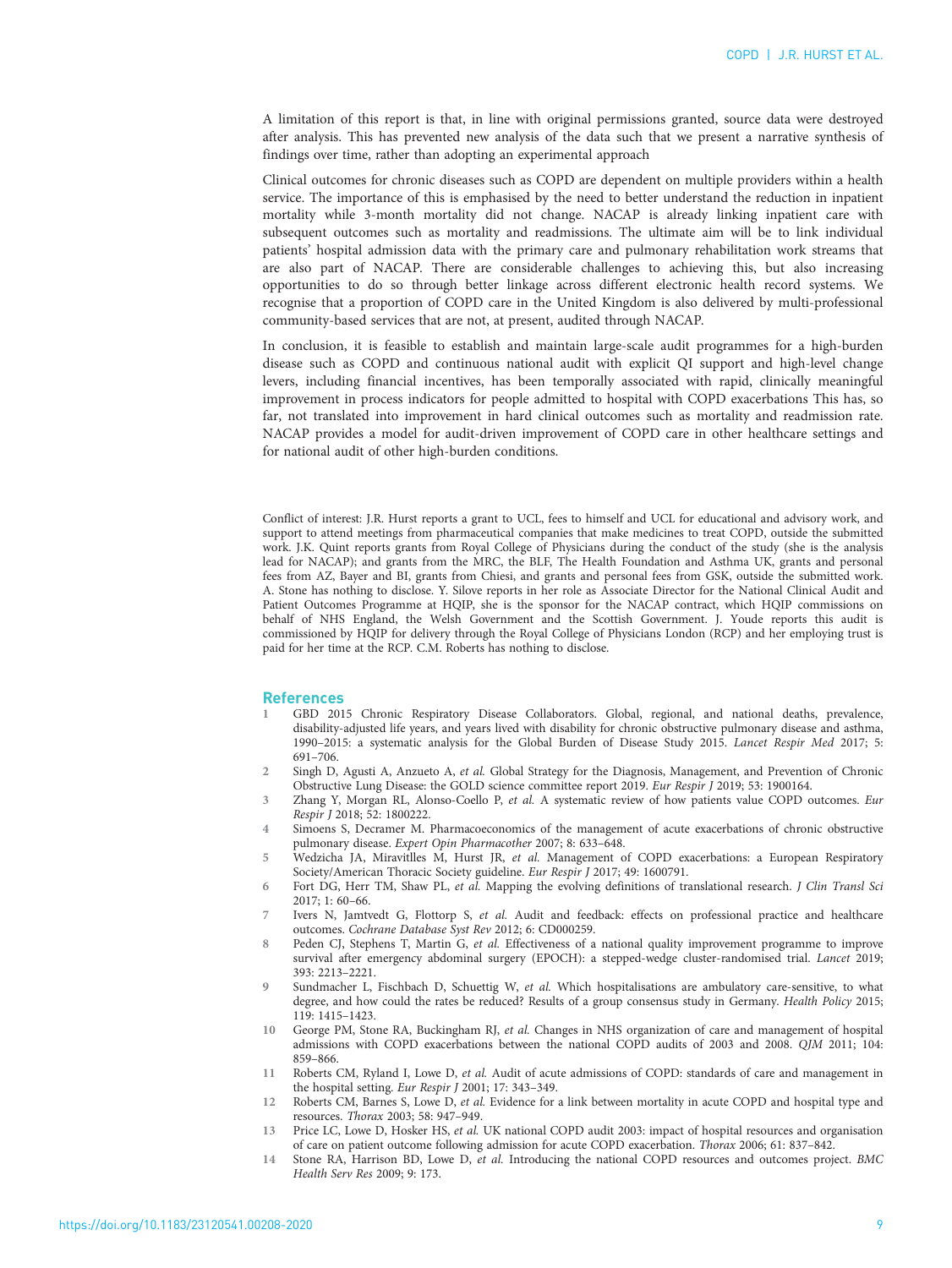A limitation of this report is that, in line with original permissions granted, source data were destroyed after analysis. This has prevented new analysis of the data such that we present a narrative synthesis of findings over time, rather than adopting an experimental approach

Clinical outcomes for chronic diseases such as COPD are dependent on multiple providers within a health service. The importance of this is emphasised by the need to better understand the reduction in inpatient mortality while 3-month mortality did not change. NACAP is already linking inpatient care with subsequent outcomes such as mortality and readmissions. The ultimate aim will be to link individual patients' hospital admission data with the primary care and pulmonary rehabilitation work streams that are also part of NACAP. There are considerable challenges to achieving this, but also increasing opportunities to do so through better linkage across different electronic health record systems. We recognise that a proportion of COPD care in the United Kingdom is also delivered by multi-professional community-based services that are not, at present, audited through NACAP.

In conclusion, it is feasible to establish and maintain large-scale audit programmes for a high-burden disease such as COPD and continuous national audit with explicit QI support and high-level change levers, including financial incentives, has been temporally associated with rapid, clinically meaningful improvement in process indicators for people admitted to hospital with COPD exacerbations This has, so far, not translated into improvement in hard clinical outcomes such as mortality and readmission rate. NACAP provides a model for audit-driven improvement of COPD care in other healthcare settings and for national audit of other high-burden conditions.

Conflict of interest: J.R. Hurst reports a grant to UCL, fees to himself and UCL for educational and advisory work, and support to attend meetings from pharmaceutical companies that make medicines to treat COPD, outside the submitted work. J.K. Quint reports grants from Royal College of Physicians during the conduct of the study (she is the analysis lead for NACAP); and grants from the MRC, the BLF, The Health Foundation and Asthma UK, grants and personal fees from AZ, Bayer and BI, grants from Chiesi, and grants and personal fees from GSK, outside the submitted work. A. Stone has nothing to disclose. Y. Silove reports in her role as Associate Director for the National Clinical Audit and Patient Outcomes Programme at HQIP, she is the sponsor for the NACAP contract, which HQIP commissions on behalf of NHS England, the Welsh Government and the Scottish Government. J. Youde reports this audit is commissioned by HQIP for delivery through the Royal College of Physicians London (RCP) and her employing trust is paid for her time at the RCP. C.M. Roberts has nothing to disclose.

## References

1. GBD 2015 Chronic Respiratory Disease Collaborators. Global, regional, and national deaths, prevalence, disability-adjusted life years, and years lived with disability for chronic obstructive pulmonary disease and asthma, 1990–2015: a systematic analysis for the Global Burden of Disease Study 2015. *Lancet Respir Med* 2017; 5: 691–706.
2. Singh D, Agusti A, Anzueto A, *et al.* Global Strategy for the Diagnosis, Management, and Prevention of Chronic Obstructive Lung Disease: the GOLD science committee report 2019. *Eur Respir J* 2019; 53: 1900164.
3. Zhang Y, Morgan RL, Alonso-Coello P, *et al.* A systematic review of how patients value COPD outcomes. *Eur Respir J* 2018; 52: 1800222.
4. Simoens S, Decramer M. Pharmacoeconomics of the management of acute exacerbations of chronic obstructive pulmonary disease. *Expert Opin Pharmacother* 2007; 8: 633–648.
5. Wedzicha JA, Miravitlles M, Hurst JR, *et al.* Management of COPD exacerbations: a European Respiratory Society/American Thoracic Society guideline. *Eur Respir J* 2017; 49: 1600791.
6. Fort DG, Herr TM, Shaw PL, *et al.* Mapping the evolving definitions of translational research. *J Clin Transl Sci* 2017; 1: 60–66.
7. Ivers N, Jamtvedt G, Flottorp S, *et al.* Audit and feedback: effects on professional practice and healthcare outcomes. *Cochrane Database Syst Rev* 2012; 6: CD000259.
8. Peden CJ, Stephens T, Martin G, *et al.* Effectiveness of a national quality improvement programme to improve survival after emergency abdominal surgery (EPOCH): a stepped-wedge cluster-randomised trial. *Lancet* 2019; 393: 2213–2221.
9. Sundmacher L, Fischbach D, Schuettig W, *et al.* Which hospitalisations are ambulatory care-sensitive, to what degree, and how could the rates be reduced? Results of a group consensus study in Germany. *Health Policy* 2015; 119: 1415–1423.
10. George PM, Stone RA, Buckingham RJ, *et al.* Changes in NHS organization of care and management of hospital admissions with COPD exacerbations between the national COPD audits of 2003 and 2008. *QJM* 2011; 104: 859–866.
11. Roberts CM, Ryland I, Lowe D, *et al.* Audit of acute admissions of COPD: standards of care and management in the hospital setting. *Eur Respir J* 2001; 17: 343–349.
12. Roberts CM, Barnes S, Lowe D, *et al.* Evidence for a link between mortality in acute COPD and hospital type and resources. *Thorax* 2003; 58: 947–949.
13. Price LC, Lowe D, Hosker HS, *et al.* UK national COPD audit 2003: impact of hospital resources and organisation of care on patient outcome following admission for acute COPD exacerbation. *Thorax* 2006; 61: 837–842.
14. Stone RA, Harrison BD, Lowe D, *et al.* Introducing the national COPD resources and outcomes project. *BMC Health Serv Res* 2009; 9: 173.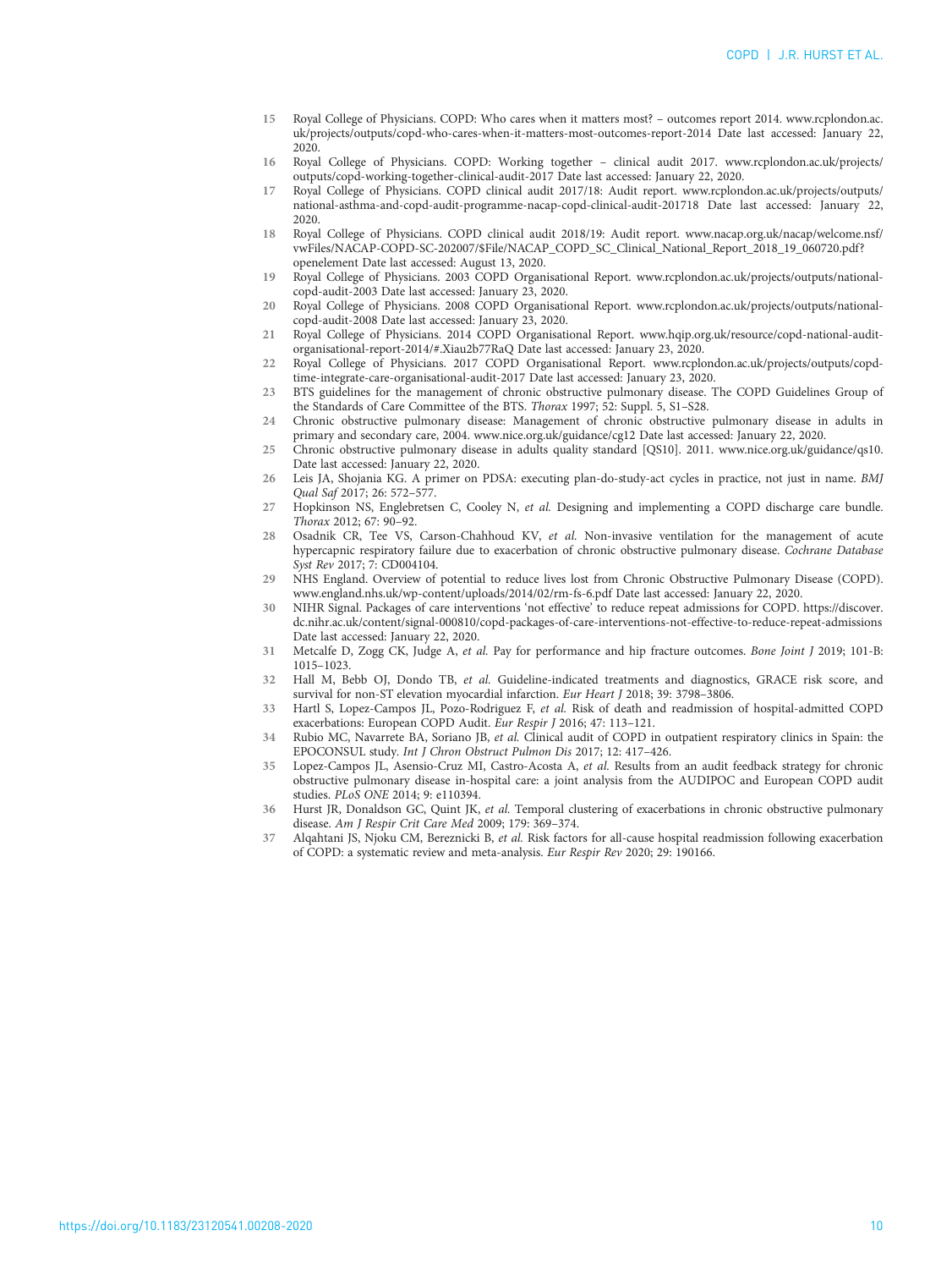15 Royal College of Physicians. COPD: Who cares when it matters most? – outcomes report 2014. www.rcplondon.ac.uk/projects/outputs/copd-who-cares-when-it-matters-most-outcomes-report-2014 Date last accessed: January 22, 2020.

16 Royal College of Physicians. COPD: Working together – clinical audit 2017. www.rcplondon.ac.uk/projects/outputs/copd-working-together-clinical-audit-2017 Date last accessed: January 22, 2020.

17 Royal College of Physicians. COPD clinical audit 2017/18: Audit report. www.rcplondon.ac.uk/projects/outputs/national-asthma-and-copd-audit-programme-nacap-copd-clinical-audit-201718 Date last accessed: January 22, 2020.

18 Royal College of Physicians. COPD clinical audit 2018/19: Audit report. www.nacap.org.uk/nacap/welcome.nsf/vwFiles/NACAP-COPD-SC-202007/$File/NACAP_COPD_SC_Clinical_National_Report_2018_19_060720.pdf?openelement Date last accessed: August 13, 2020.

19 Royal College of Physicians. 2003 COPD Organisational Report. www.rcplondon.ac.uk/projects/outputs/national-copd-audit-2003 Date last accessed: January 23, 2020.

20 Royal College of Physicians. 2008 COPD Organisational Report. www.rcplondon.ac.uk/projects/outputs/national-copd-audit-2008 Date last accessed: January 23, 2020.

21 Royal College of Physicians. 2014 COPD Organisational Report. www.hqip.org.uk/resource/copd-national-audit-organisational-report-2014/#.Xiau2b77RaQ Date last accessed: January 23, 2020.

22 Royal College of Physicians. 2017 COPD Organisational Report. www.rcplondon.ac.uk/projects/outputs/copd-time-integrate-care-organisational-audit-2017 Date last accessed: January 23, 2020.

23 BTS guidelines for the management of chronic obstructive pulmonary disease. The COPD Guidelines Group of the Standards of Care Committee of the BTS. *Thorax* 1997; 52: Suppl. 5, S1–S28.

24 Chronic obstructive pulmonary disease: Management of chronic obstructive pulmonary disease in adults in primary and secondary care, 2004. www.nice.org.uk/guidance/cg12 Date last accessed: January 22, 2020.

25 Chronic obstructive pulmonary disease in adults quality standard [QS10]. 2011. www.nice.org.uk/guidance/qs10. Date last accessed: January 22, 2020.

26 Leis JA, Shojania KG. A primer on PDSA: executing plan-do-study-act cycles in practice, not just in name. *BMJ Qual Saf* 2017; 26: 572–577.

27 Hopkinson NS, Englebretsen C, Cooley N, *et al.* Designing and implementing a COPD discharge care bundle. *Thorax* 2012; 67: 90–92.

28 Osadnik CR, Tee VS, Carson-Chahhoud KV, *et al.* Non-invasive ventilation for the management of acute hypercapnic respiratory failure due to exacerbation of chronic obstructive pulmonary disease. *Cochrane Database Syst Rev* 2017; 7: CD004104.

29 NHS England. Overview of potential to reduce lives lost from Chronic Obstructive Pulmonary Disease (COPD). www.england.nhs.uk/wp-content/uploads/2014/02/rm-fs-6.pdf Date last accessed: January 22, 2020.

30 NIHR Signal. Packages of care interventions 'not effective' to reduce repeat admissions for COPD. https://discover.dc.nihr.ac.uk/content/signal-000810/copd-packages-of-care-interventions-not-effective-to-reduce-repeat-admissions Date last accessed: January 22, 2020.

31 Metcalfe D, Zogg CK, Judge A, *et al.* Pay for performance and hip fracture outcomes. *Bone Joint J* 2019; 101-B: 1015–1023.

32 Hall M, Bebb OJ, Dondo TB, *et al.* Guideline-indicated treatments and diagnostics, GRACE risk score, and survival for non-ST elevation myocardial infarction. *Eur Heart J* 2018; 39: 3798–3806.

33 Hartl S, Lopez-Campos JL, Pozo-Rodriguez F, *et al.* Risk of death and readmission of hospital-admitted COPD exacerbations: European COPD Audit. *Eur Respir J* 2016; 47: 113–121.

34 Rubio MC, Navarrete BA, Soriano JB, *et al.* Clinical audit of COPD in outpatient respiratory clinics in Spain: the EPOCONSUL study. *Int J Chron Obstruct Pulmon Dis* 2017; 12: 417–426.

35 Lopez-Campos JL, Asensio-Cruz MI, Castro-Acosta A, *et al.* Results from an audit feedback strategy for chronic obstructive pulmonary disease in-hospital care: a joint analysis from the AUDIPOC and European COPD audit studies. *PLoS ONE* 2014; 9: e110394.

36 Hurst JR, Donaldson GC, Quint JK, *et al.* Temporal clustering of exacerbations in chronic obstructive pulmonary disease. *Am J Respir Crit Care Med* 2009; 179: 369–374.

37 Alqahtani JS, Njoku CM, Bereznicki B, *et al.* Risk factors for all-cause hospital readmission following exacerbation of COPD: a systematic review and meta-analysis. *Eur Respir Rev* 2020; 29: 190166.